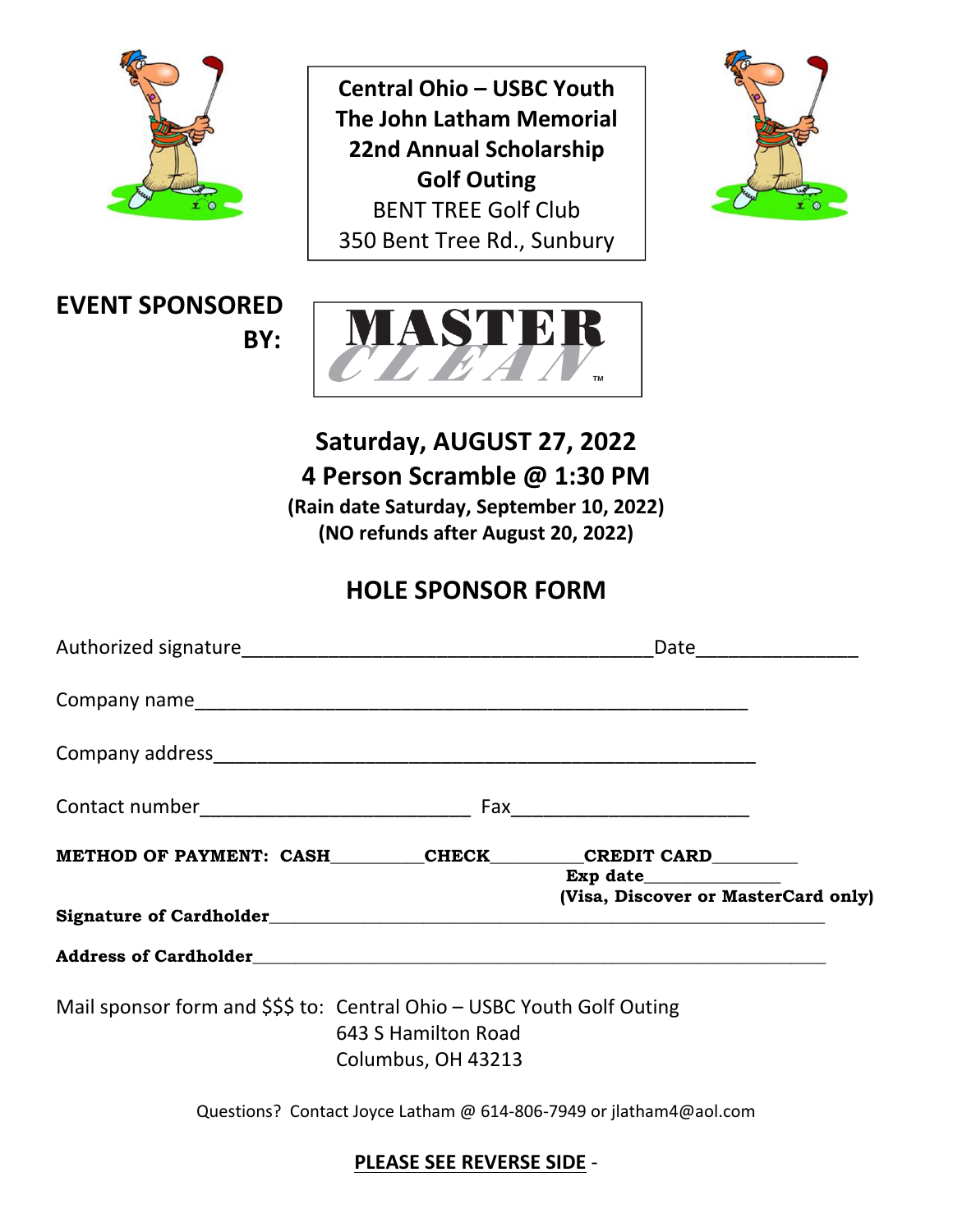**Central Ohio – USBC Youth**
**The John Latham Memorial**
**22nd Annual Scholarship**
**Golf Outing**
BENT TREE Golf Club
350 Bent Tree Rd., Sunbury

**EVENT SPONSORED BY:**

MASTER CLEAN™

## Saturday, AUGUST 27, 2022
## 4 Person Scramble @ 1:30 PM

**(Rain date Saturday, September 10, 2022)**
**(NO refunds after August 20, 2022)**

## HOLE SPONSOR FORM

Authorized signature_______________________________________Date_______________

Company name_____________________________________________________

Company address____________________________________________________

Contact number__________________________ Fax______________________

**METHOD OF PAYMENT: CASH__________CHECK__________CREDIT CARD_________**
**Exp date______________**
**(Visa, Discover or MasterCard only)**

**Signature of Cardholder**_____________________________________________________________

**Address of Cardholder**______________________________________________________________

Mail sponsor form and $$$ to: Central Ohio – USBC Youth Golf Outing
643 S Hamilton Road
Columbus, OH 43213

Questions? Contact Joyce Latham @ 614-806-7949 or jlatham4@aol.com

**PLEASE SEE REVERSE SIDE** -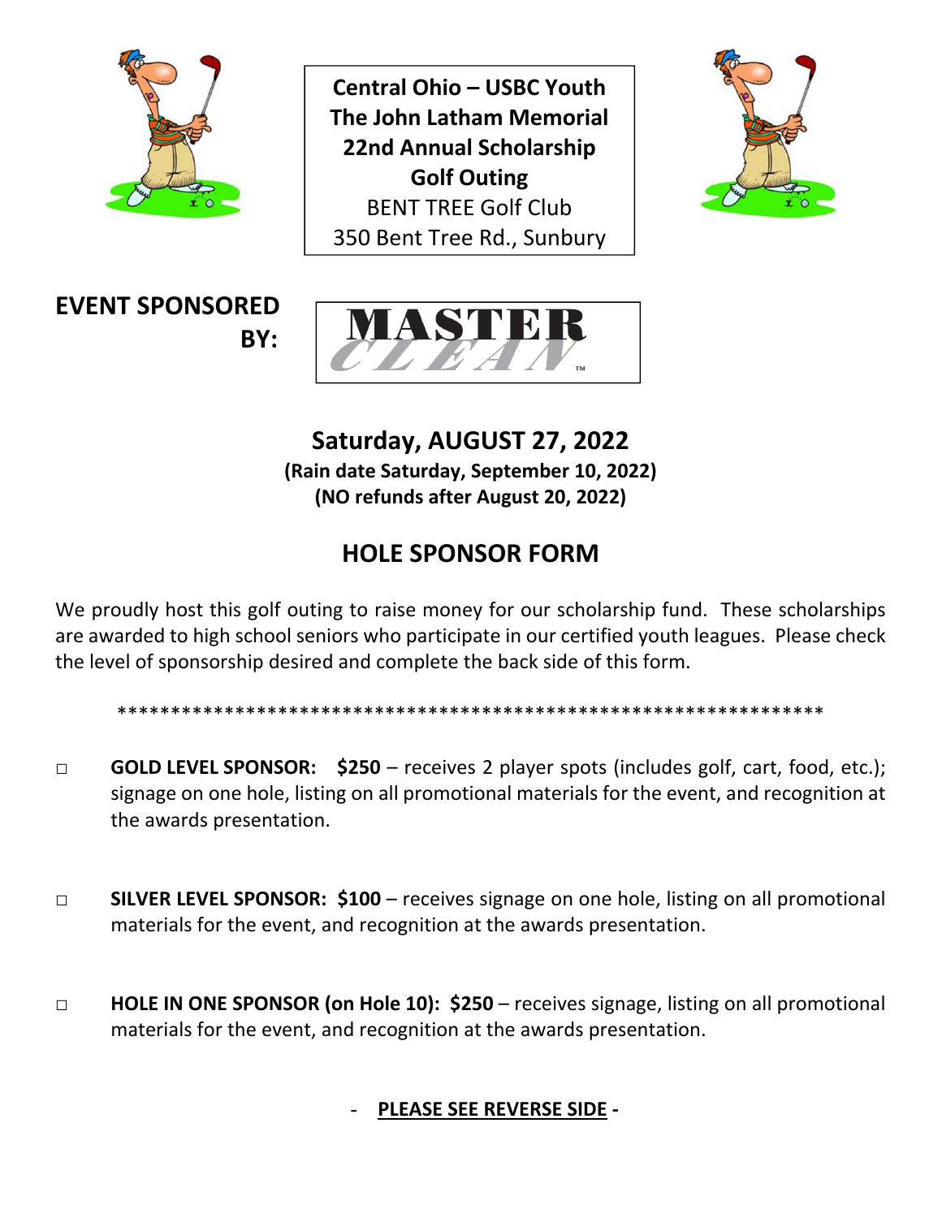**Central Ohio – USBC Youth**
**The John Latham Memorial**
**22nd Annual Scholarship**
**Golf Outing**
BENT TREE Golf Club
350 Bent Tree Rd., Sunbury

**EVENT SPONSORED BY:**

MASTER CLEAN™

## Saturday, AUGUST 27, 2022

**(Rain date Saturday, September 10, 2022)**
**(NO refunds after August 20, 2022)**

## HOLE SPONSOR FORM

We proudly host this golf outing to raise money for our scholarship fund. These scholarships are awarded to high school seniors who participate in our certified youth leagues. Please check the level of sponsorship desired and complete the back side of this form.

*******************************************************************

□ **GOLD LEVEL SPONSOR: $250** – receives 2 player spots (includes golf, cart, food, etc.); signage on one hole, listing on all promotional materials for the event, and recognition at the awards presentation.

□ **SILVER LEVEL SPONSOR: $100** – receives signage on one hole, listing on all promotional materials for the event, and recognition at the awards presentation.

□ **HOLE IN ONE SPONSOR (on Hole 10): $250** – receives signage, listing on all promotional materials for the event, and recognition at the awards presentation.

- **PLEASE SEE REVERSE SIDE -**